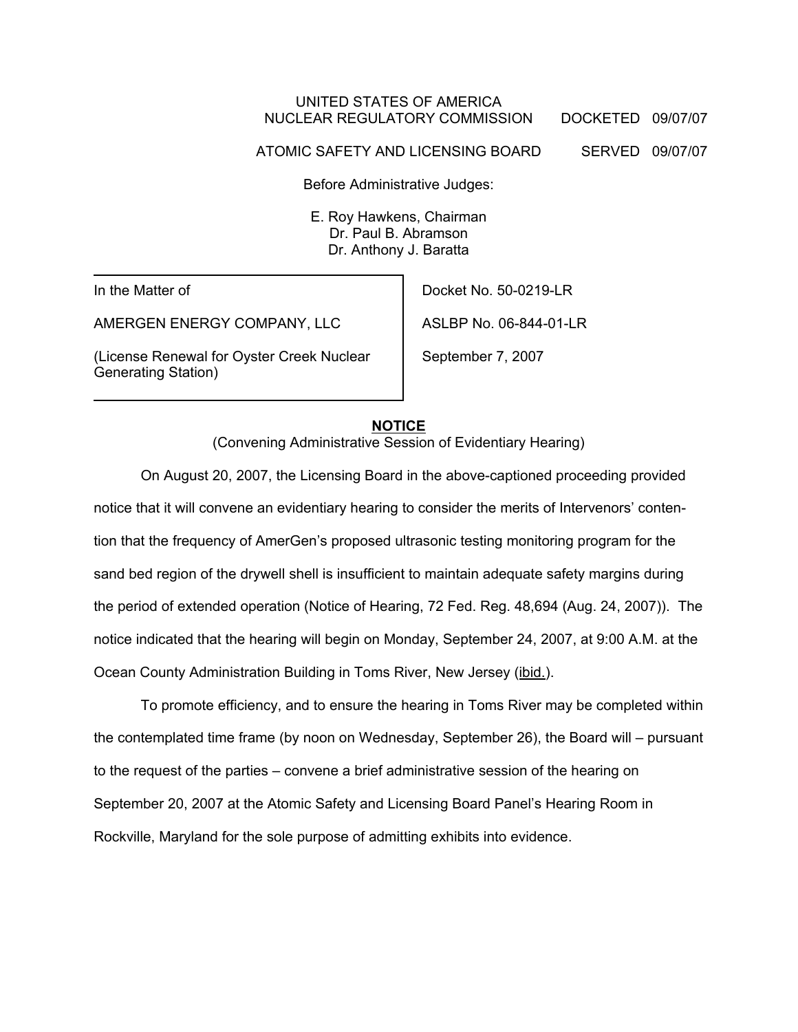UNITED STATES OF AMERICA
NUCLEAR REGULATORY COMMISSION DOCKETED 09/07/07

ATOMIC SAFETY AND LICENSING BOARD SERVED 09/07/07

Before Administrative Judges:

E. Roy Hawkens, Chairman
Dr. Paul B. Abramson
Dr. Anthony J. Baratta

| | |
|---|---|
| In the Matter of | Docket No. 50-0219-LR |
| AMERGEN ENERGY COMPANY, LLC | ASLBP No. 06-844-01-LR |
| (License Renewal for Oyster Creek Nuclear Generating Station) | September 7, 2007 |

## NOTICE

(Convening Administrative Session of Evidentiary Hearing)

On August 20, 2007, the Licensing Board in the above-captioned proceeding provided notice that it will convene an evidentiary hearing to consider the merits of Intervenors' contention that the frequency of AmerGen's proposed ultrasonic testing monitoring program for the sand bed region of the drywell shell is insufficient to maintain adequate safety margins during the period of extended operation (Notice of Hearing, 72 Fed. Reg. 48,694 (Aug. 24, 2007)). The notice indicated that the hearing will begin on Monday, September 24, 2007, at 9:00 A.M. at the Ocean County Administration Building in Toms River, New Jersey (ibid.).

To promote efficiency, and to ensure the hearing in Toms River may be completed within the contemplated time frame (by noon on Wednesday, September 26), the Board will – pursuant to the request of the parties – convene a brief administrative session of the hearing on September 20, 2007 at the Atomic Safety and Licensing Board Panel's Hearing Room in Rockville, Maryland for the sole purpose of admitting exhibits into evidence.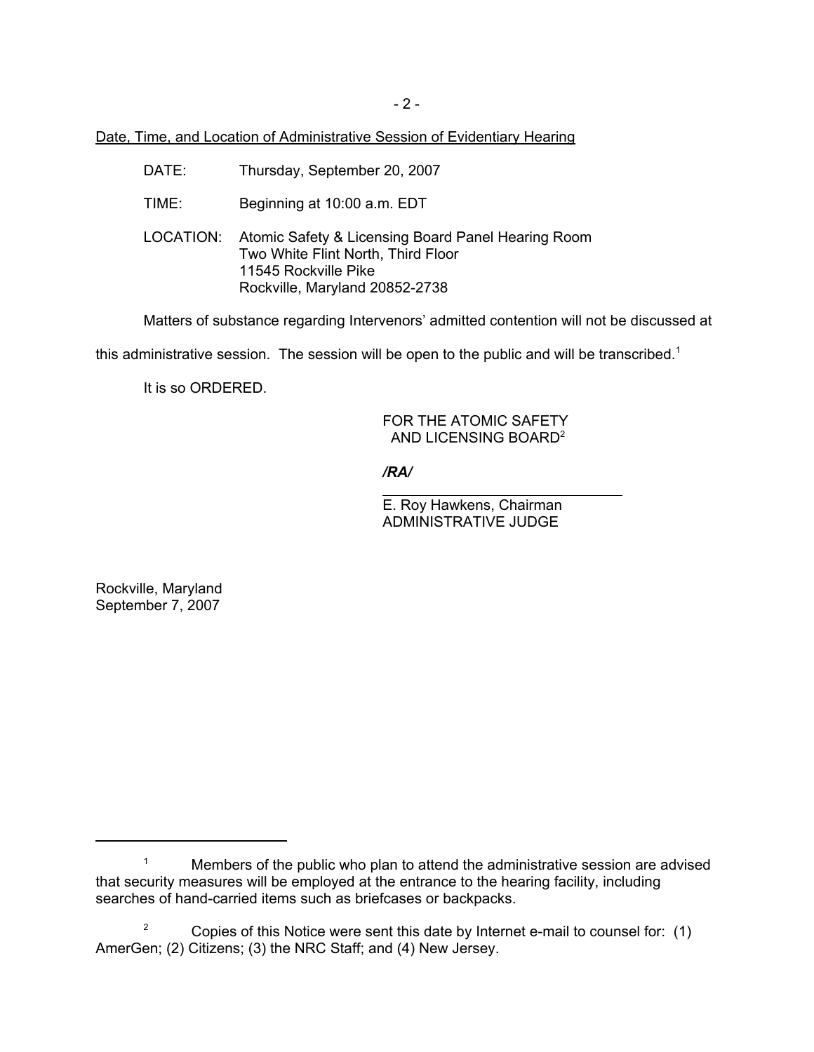Date, Time, and Location of Administrative Session of Evidentiary Hearing

DATE: Thursday, September 20, 2007

TIME: Beginning at 10:00 a.m. EDT

LOCATION: Atomic Safety & Licensing Board Panel Hearing Room
Two White Flint North, Third Floor
11545 Rockville Pike
Rockville, Maryland 20852-2738

Matters of substance regarding Intervenors' admitted contention will not be discussed at this administrative session. The session will be open to the public and will be transcribed.[1]

It is so ORDERED.

FOR THE ATOMIC SAFETY
AND LICENSING BOARD[2]

*/RA/*

E. Roy Hawkens, Chairman
ADMINISTRATIVE JUDGE

Rockville, Maryland
September 7, 2007

---

[1] Members of the public who plan to attend the administrative session are advised that security measures will be employed at the entrance to the hearing facility, including searches of hand-carried items such as briefcases or backpacks.

[2] Copies of this Notice were sent this date by Internet e-mail to counsel for: (1) AmerGen; (2) Citizens; (3) the NRC Staff; and (4) New Jersey.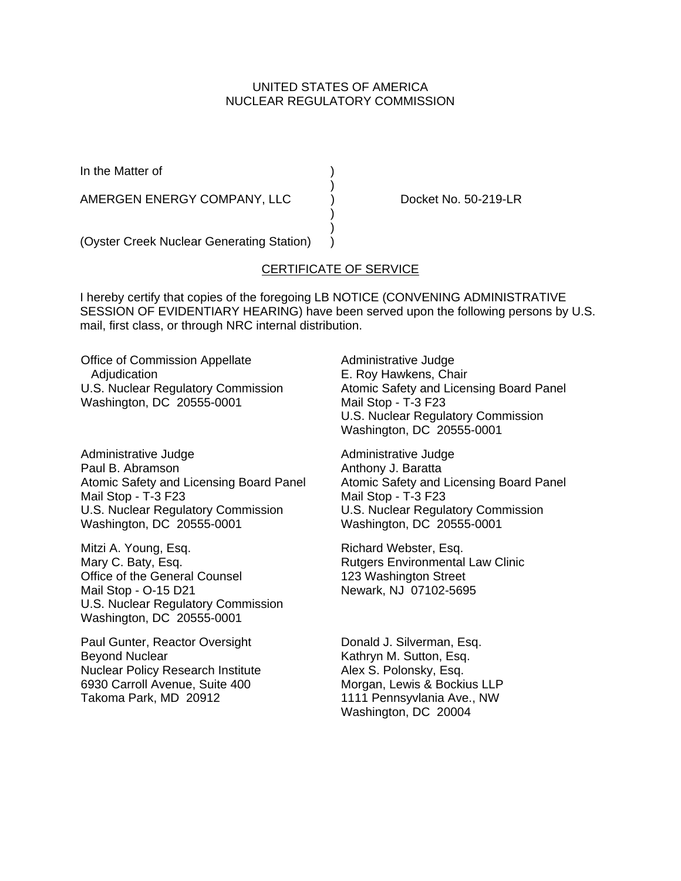UNITED STATES OF AMERICA
NUCLEAR REGULATORY COMMISSION

In the Matter of )
)
AMERGEN ENERGY COMPANY, LLC ) Docket No. 50-219-LR
)
)
(Oyster Creek Nuclear Generating Station) )

CERTIFICATE OF SERVICE

I hereby certify that copies of the foregoing LB NOTICE (CONVENING ADMINISTRATIVE SESSION OF EVIDENTIARY HEARING) have been served upon the following persons by U.S. mail, first class, or through NRC internal distribution.

Office of Commission Appellate
Adjudication
U.S. Nuclear Regulatory Commission
Washington, DC 20555-0001

Administrative Judge
E. Roy Hawkens, Chair
Atomic Safety and Licensing Board Panel
Mail Stop - T-3 F23
U.S. Nuclear Regulatory Commission
Washington, DC 20555-0001

Administrative Judge
Paul B. Abramson
Atomic Safety and Licensing Board Panel
Mail Stop - T-3 F23
U.S. Nuclear Regulatory Commission
Washington, DC 20555-0001

Administrative Judge
Anthony J. Baratta
Atomic Safety and Licensing Board Panel
Mail Stop - T-3 F23
U.S. Nuclear Regulatory Commission
Washington, DC 20555-0001

Mitzi A. Young, Esq.
Mary C. Baty, Esq.
Office of the General Counsel
Mail Stop - O-15 D21
U.S. Nuclear Regulatory Commission
Washington, DC 20555-0001

Richard Webster, Esq.
Rutgers Environmental Law Clinic
123 Washington Street
Newark, NJ 07102-5695

Paul Gunter, Reactor Oversight
Beyond Nuclear
Nuclear Policy Research Institute
6930 Carroll Avenue, Suite 400
Takoma Park, MD 20912

Donald J. Silverman, Esq.
Kathryn M. Sutton, Esq.
Alex S. Polonsky, Esq.
Morgan, Lewis & Bockius LLP
1111 Pennsyvlania Ave., NW
Washington, DC 20004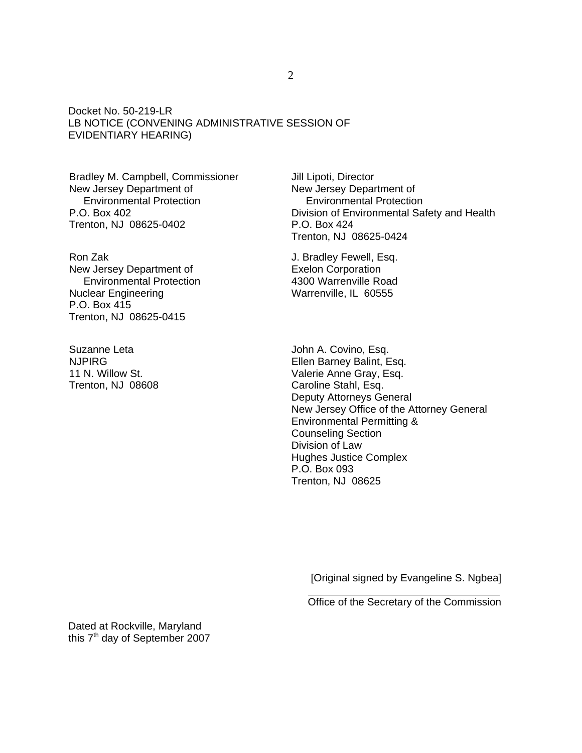Docket No. 50-219-LR
LB NOTICE (CONVENING ADMINISTRATIVE SESSION OF EVIDENTIARY HEARING)

Bradley M. Campbell, Commissioner
New Jersey Department of
Environmental Protection
P.O. Box 402
Trenton, NJ 08625-0402

Jill Lipoti, Director
New Jersey Department of
Environmental Protection
Division of Environmental Safety and Health
P.O. Box 424
Trenton, NJ 08625-0424

Ron Zak
New Jersey Department of
Environmental Protection
Nuclear Engineering
P.O. Box 415
Trenton, NJ 08625-0415

J. Bradley Fewell, Esq.
Exelon Corporation
4300 Warrenville Road
Warrenville, IL 60555

Suzanne Leta
NJPIRG
11 N. Willow St.
Trenton, NJ 08608

John A. Covino, Esq.
Ellen Barney Balint, Esq.
Valerie Anne Gray, Esq.
Caroline Stahl, Esq.
Deputy Attorneys General
New Jersey Office of the Attorney General
Environmental Permitting &
Counseling Section
Division of Law
Hughes Justice Complex
P.O. Box 093
Trenton, NJ 08625

[Original signed by Evangeline S. Ngbea]

Office of the Secretary of the Commission

Dated at Rockville, Maryland
this 7th day of September 2007